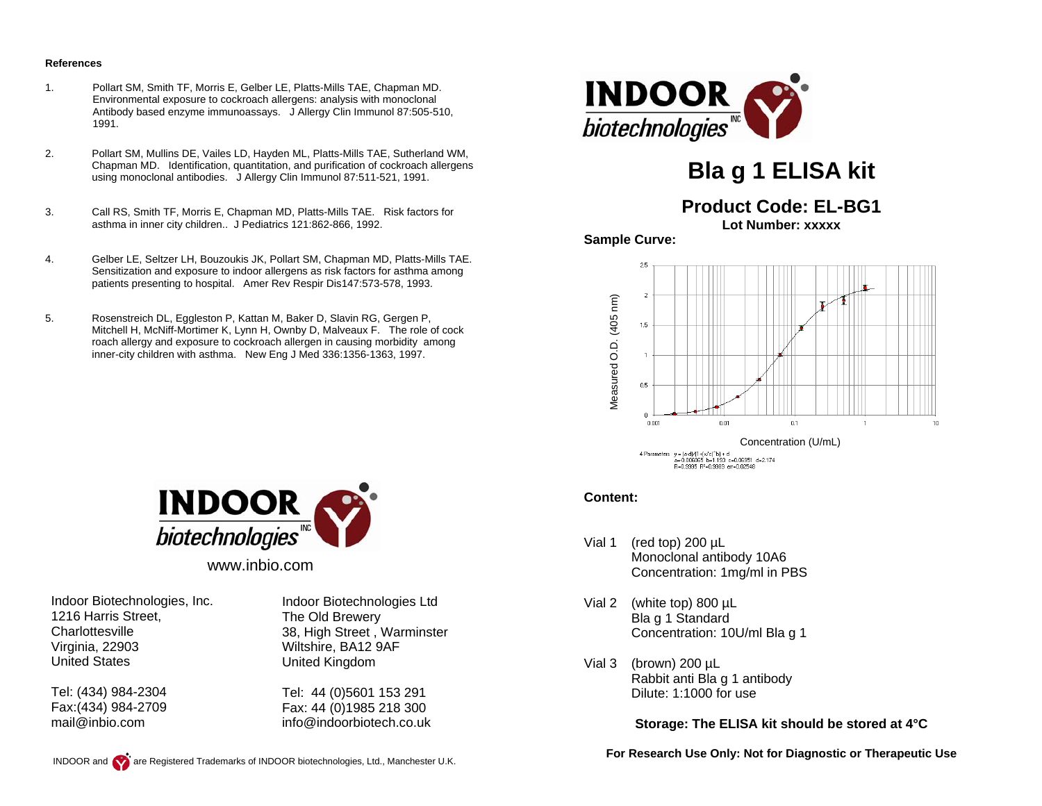**References**

1. Pollart SM, Smith TF, Morris E, Gelber LE, Platts-Mills TAE, Chapman MD. Environmental exposure to cockroach allergens: analysis with monoclonal Antibody based enzyme immunoassays. J Allergy Clin Immunol 87:505-510, 1991.

2. Pollart SM, Mullins DE, Vailes LD, Hayden ML, Platts-Mills TAE, Sutherland WM, Chapman MD. Identification, quantitation, and purification of cockroach allergens using monoclonal antibodies. J Allergy Clin Immunol 87:511-521, 1991.

3. Call RS, Smith TF, Morris E, Chapman MD, Platts-Mills TAE. Risk factors for asthma in inner city children.. J Pediatrics 121:862-866, 1992.

4. Gelber LE, Seltzer LH, Bouzoukis JK, Pollart SM, Chapman MD, Platts-Mills TAE. Sensitization and exposure to indoor allergens as risk factors for asthma among patients presenting to hospital. Amer Rev Respir Dis147:573-578, 1993.

5. Rosenstreich DL, Eggleston P, Kattan M, Baker D, Slavin RG, Gergen P, Mitchell H, McNiff-Mortimer K, Lynn H, Ownby D, Malveaux F. The role of cock roach allergy and exposure to cockroach allergen in causing morbidity among inner-city children with asthma. New Eng J Med 336:1356-1363, 1997.

INDOOR biotechnologies INC

www.inbio.com

Indoor Biotechnologies, Inc.
1216 Harris Street,
Charlottesville
Virginia, 22903
United States

Tel: (434) 984-2304
Fax:(434) 984-2709
mail@inbio.com

Indoor Biotechnologies Ltd
The Old Brewery
38, High Street , Warminster
Wiltshire, BA12 9AF
United Kingdom

Tel: 44 (0)5601 153 291
Fax: 44 (0)1985 218 300
info@indoorbiotech.co.uk

INDOOR and are Registered Trademarks of INDOOR biotechnologies, Ltd., Manchester U.K.

INDOOR biotechnologies INC

# Bla g 1 ELISA kit

## Product Code: EL-BG1

**Lot Number: xxxxx**

**Sample Curve:**

Measured O.D. (405 nm) vs. Concentration (U/mL)

4 Parameters: $y = (a-d)/(1+(x/c)^b) + d$
a=0.006065 b=1.193 c=0.06951 d=2.174
R=0.9995 $R^2$=0.9989 err=0.02548

**Content:**

Vial 1 (red top) 200 µL
Monoclonal antibody 10A6
Concentration: 1mg/ml in PBS

Vial 2 (white top) 800 µL
Bla g 1 Standard
Concentration: 10U/ml Bla g 1

Vial 3 (brown) 200 µL
Rabbit anti Bla g 1 antibody
Dilute: 1:1000 for use

**Storage: The ELISA kit should be stored at 4°C**

**For Research Use Only: Not for Diagnostic or Therapeutic Use**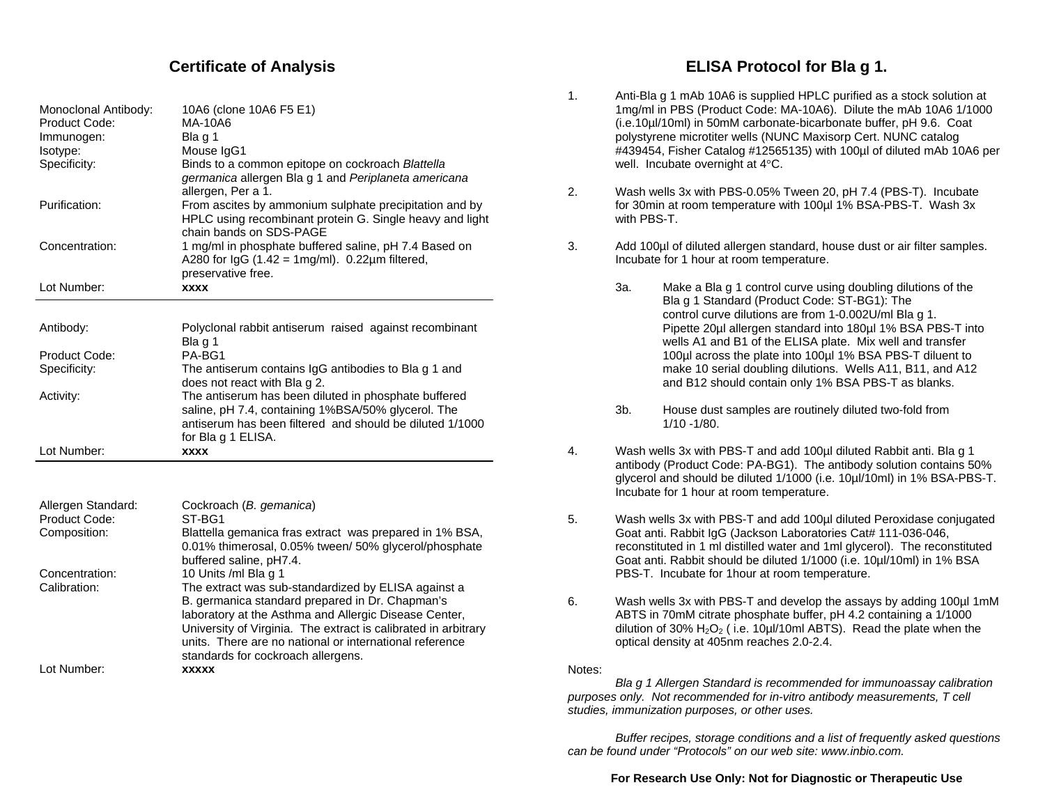## Certificate of Analysis

| | |
|---|---|
| Monoclonal Antibody: | 10A6 (clone 10A6 F5 E1) |
| Product Code: | MA-10A6 |
| Immunogen: | Bla g 1 |
| Isotype: | Mouse IgG1 |
| Specificity: | Binds to a common epitope on cockroach *Blattella germanica* allergen Bla g 1 and *Periplaneta americana* allergen, Per a 1. |
| Purification: | From ascites by ammonium sulphate precipitation and by HPLC using recombinant protein G. Single heavy and light chain bands on SDS-PAGE |
| Concentration: | 1 mg/ml in phosphate buffered saline, pH 7.4 Based on A280 for IgG (1.42 = 1mg/ml). 0.22µm filtered, preservative free. |
| Lot Number: | **xxxx** |

| | |
|---|---|
| Antibody: | Polyclonal rabbit antiserum raised against recombinant Bla g 1 |
| Product Code: | PA-BG1 |
| Specificity: | The antiserum contains IgG antibodies to Bla g 1 and does not react with Bla g 2. |
| Activity: | The antiserum has been diluted in phosphate buffered saline, pH 7.4, containing 1%BSA/50% glycerol. The antiserum has been filtered and should be diluted 1/1000 for Bla g 1 ELISA. |
| Lot Number: | **xxxx** |

| | |
|---|---|
| Allergen Standard: | Cockroach (*B. gemanica*) |
| Product Code: | ST-BG1 |
| Composition: | Blattella gemanica fras extract was prepared in 1% BSA, 0.01% thimerosal, 0.05% tween/ 50% glycerol/phosphate buffered saline, pH7.4. |
| Concentration: | 10 Units /ml Bla g 1 |
| Calibration: | The extract was sub-standardized by ELISA against a B. germanica standard prepared in Dr. Chapman's laboratory at the Asthma and Allergic Disease Center, University of Virginia. The extract is calibrated in arbitrary units. There are no national or international reference standards for cockroach allergens. |
| Lot Number: | **xxxxx** |

## ELISA Protocol for Bla g 1.

1. Anti-Bla g 1 mAb 10A6 is supplied HPLC purified as a stock solution at 1mg/ml in PBS (Product Code: MA-10A6). Dilute the mAb 10A6 1/1000 (i.e.10µl/10ml) in 50mM carbonate-bicarbonate buffer, pH 9.6. Coat polystyrene microtiter wells (NUNC Maxisorp Cert. NUNC catalog #439454, Fisher Catalog #12565135) with 100µl of diluted mAb 10A6 per well. Incubate overnight at 4°C.

2. Wash wells 3x with PBS-0.05% Tween 20, pH 7.4 (PBS-T). Incubate for 30min at room temperature with 100µl 1% BSA-PBS-T. Wash 3x with PBS-T.

3. Add 100µl of diluted allergen standard, house dust or air filter samples. Incubate for 1 hour at room temperature.

   3a. Make a Bla g 1 control curve using doubling dilutions of the Bla g 1 Standard (Product Code: ST-BG1): The control curve dilutions are from 1-0.002U/ml Bla g 1. Pipette 20µl allergen standard into 180µl 1% BSA PBS-T into wells A1 and B1 of the ELISA plate. Mix well and transfer 100µl across the plate into 100µl 1% BSA PBS-T diluent to make 10 serial doubling dilutions. Wells A11, B11, and A12 and B12 should contain only 1% BSA PBS-T as blanks.

   3b. House dust samples are routinely diluted two-fold from 1/10 -1/80.

4. Wash wells 3x with PBS-T and add 100µl diluted Rabbit anti. Bla g 1 antibody (Product Code: PA-BG1). The antibody solution contains 50% glycerol and should be diluted 1/1000 (i.e. 10µl/10ml) in 1% BSA-PBS-T. Incubate for 1 hour at room temperature.

5. Wash wells 3x with PBS-T and add 100µl diluted Peroxidase conjugated Goat anti. Rabbit IgG (Jackson Laboratories Cat# 111-036-046, reconstituted in 1 ml distilled water and 1ml glycerol). The reconstituted Goat anti. Rabbit should be diluted 1/1000 (i.e. 10µl/10ml) in 1% BSA PBS-T. Incubate for 1hour at room temperature.

6. Wash wells 3x with PBS-T and develop the assays by adding 100µl 1mM ABTS in 70mM citrate phosphate buffer, pH 4.2 containing a 1/1000 dilution of 30% $H_2O_2$ ( i.e. 10µl/10ml ABTS). Read the plate when the optical density at 405nm reaches 2.0-2.4.

Notes:

*Bla g 1 Allergen Standard is recommended for immunoassay calibration purposes only. Not recommended for in-vitro antibody measurements, T cell studies, immunization purposes, or other uses.*

*Buffer recipes, storage conditions and a list of frequently asked questions can be found under "Protocols" on our web site: www.inbio.com.*

**For Research Use Only: Not for Diagnostic or Therapeutic Use**